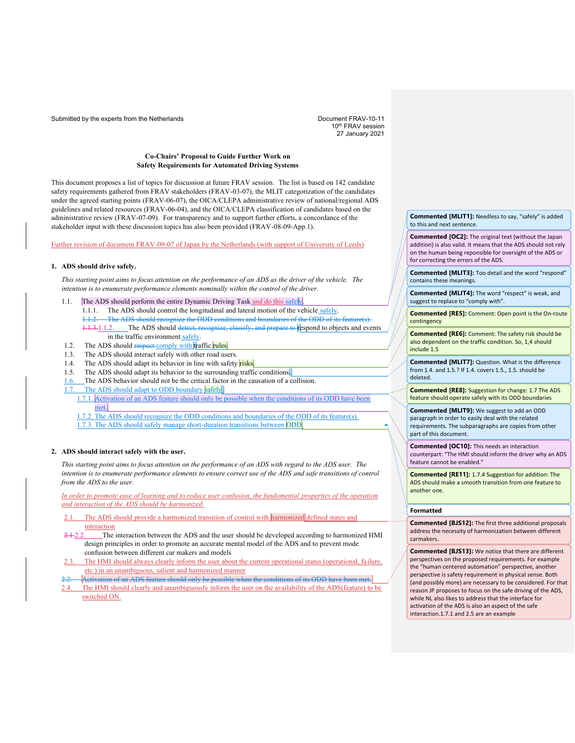Submitted by the experts from the Netherlands

Document FRAV-10-11
10th FRAV session
27 January 2021

**Co-Chairs' Proposal to Guide Further Work on**
**Safety Requirements for Automated Driving Systems**

This document proposes a list of topics for discussion at future FRAV session. The list is based on 142 candidate safety requirements gathered from FRAV stakeholders (FRAV-03-07), the MLIT categorization of the candidates under the agreed starting points (FRAV-06-07), the OICA/CLEPA administrative review of national/regional ADS guidelines and related resources (FRAV-06-04), and the OICA/CLEPA classification of candidates based on the administrative review (FRAV-07-09). For transparency and to support further efforts, a concordance of the stakeholder input with these discussion topics has also been provided (FRAV-08-09-App.1).

Further revision of document FRAV-09-07 of Japan by the Netherlands (with support of University of Leeds)

## 1. ADS should drive safely.

*This starting point aims to focus attention on the performance of an ADS as the driver of the vehicle. The intention is to enumerate performance elements nominally within the control of the driver.*

1.1. The ADS should perform the entire Dynamic Driving Task and do this safely.
   - 1.1.1. The ADS should control the longitudinal and lateral motion of the vehicle safely.
   - ~~1.1.2. The ADS should recognize the ODD conditions and boundaries of the ODD of its feature(s).~~
   - ~~1.1.3.~~1.1.2. The ADS should ~~detect, recognize, classify, and prepare to~~ respond to objects and events in the traffic environment safely.

1.2. The ADS should ~~respect~~ comply with traffic rules.

1.3. The ADS should interact safely with other road users.

1.4. The ADS should adapt its behavior in line with safety risks.

1.5. The ADS should adapt its behavior to the surrounding traffic conditions.

1.6. The ADS behavior should not be the critical factor in the causation of a collision.

1.7. The ADS should adapt to ODD boundary safely.
   - 1.7.1. Activation of an ADS feature should only be possible when the conditions of its ODD have been met.
   - 1.7.2. The ADS should recognize the ODD conditions and boundaries of the ODD of its feature(s).
   - 1.7.3. The ADS should safely manage short-duration transitions between ODD.

## 2. ADS should interact safely with the user.

*This starting point aims to focus attention on the performance of an ADS with regard to the ADS user. The intention is to enumerate performance elements to ensure correct use of the ADS and safe transitions of control from the ADS to the user.*

*In order to promote ease of learning and to reduce user confusion, the fundamental properties of the operation and interaction of the ADS should be harmonized.*

2.1. The ADS should provide a harmonized transition of control with harmonized defined states and interaction

~~2.1.~~2.2. The interaction between the ADS and the user should be developed according to harmonized HMI design principles in order to promote an accurate mental model of the ADS and to prevent mode confusion between different car makers and models

2.3. The HMI should always clearly inform the user about the current operational status (operational, failure, etc.) in an unambiguous, salient and harmonized manner

~~2.2. Activation of an ADS feature should only be possible when the conditions of its ODD have been met.~~

2.4. The HMI should clearly and unambiguously inform the user on the availability of the ADS(feature) to be switched ON.

---

**Commented [MLIT1]:** Needless to say, "safely" is added to this and next sentence.

**Commented [OC2]:** The original text (without the Japan addition) is also valid. It means that the ADS should not rely on the human being reponsible for oversight of the ADS or for correcting the errors of the ADS.

**Commented [MLIT3]:** Too detail and the word "respond" contains these meanings.

**Commented [MLIT4]:** The word "respect" is weak, and suggest to replace to "comply with".

**Commented [RE5]:** Comment: Open point is the On-route contingency

**Commented [RE6]:** Comment: The safety risk should be also dependent on the traffic condition. So, 1,4 should include 1.5

**Commented [MLIT7]:** Question. What is the difference from 1.4. and 1.5.? If 1.4. covers 1.5., 1.5. should be deleted.

**Commented [RE8]:** Suggestion for change: 1.7 The ADS feature should operate safely with its ODD boundaries

**Commented [MLIT9]:** We suggest to add an ODD paragraph in order to easily deal with the related requirements. The subparagraphs are copies from other part of this document.

**Commented [OC10]:** This needs an interaction counterpart: "The HMI should inform the driver why an ADS feature cannot be enabled."

**Commented [RE11]:** 1.7.4 Suggestion for addition: The ADS should make a smooth transition from one feature to another one.

**Formatted**

**Commented [BJS12]:** The first three additional proposals address the necessity of harmonization between different carmakers.

**Commented [BJS13]:** We notice that there are different perspectives on the proposed requirements. For example the "human centered automation" perspective, another perspective is safety requirement in physical sense. Both (and possibly more) are necessary to be considered. For that reason JP proposes to focus on the safe driving of the ADS, while NL also likes to address that the interface for activation of the ADS is also an aspect of the safe interaction.1.7.1 and 2.5 are an example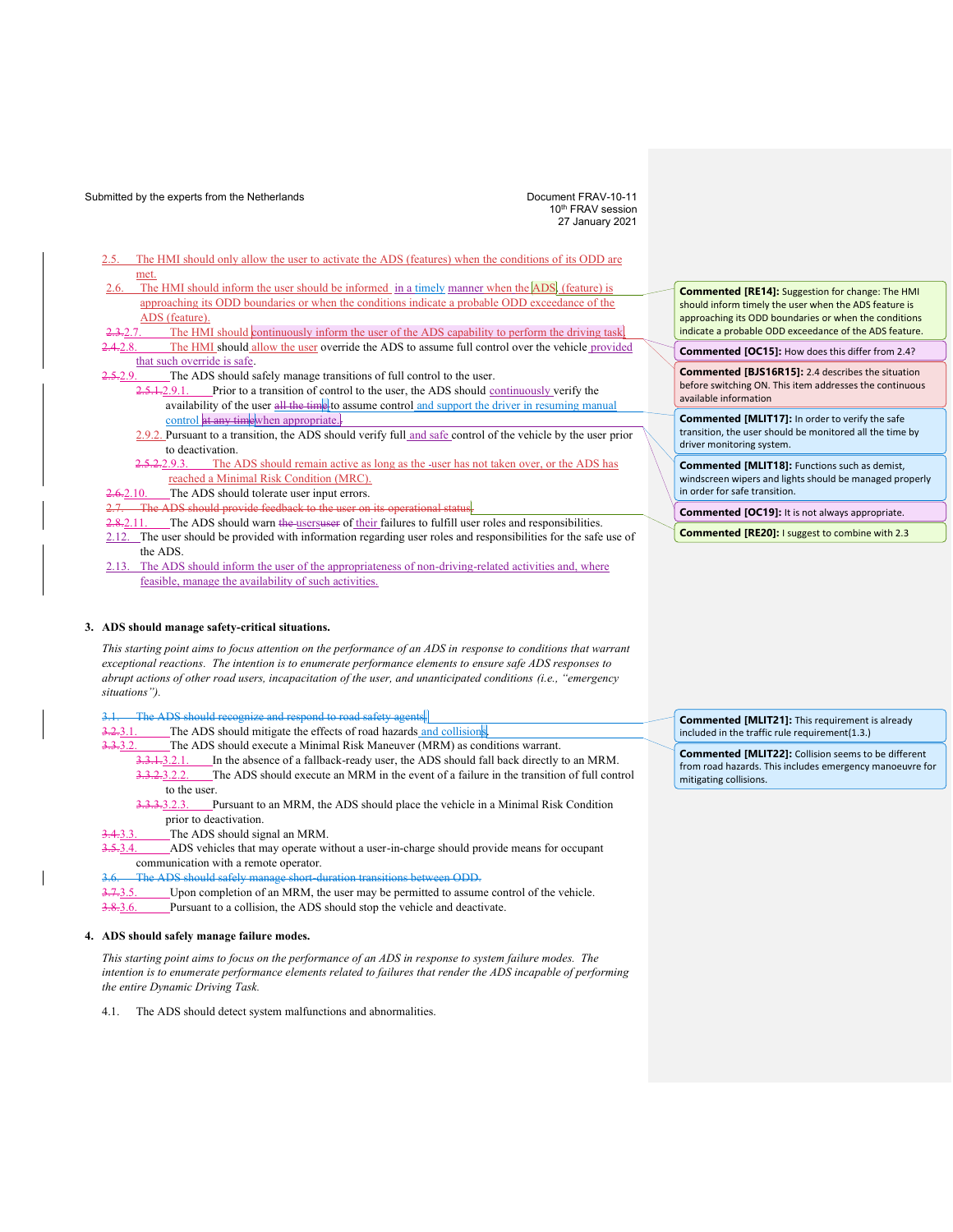2.5. The HMI should only allow the user to activate the ADS (features) when the conditions of its ODD are met.

2.6. The HMI should inform the user should be informed in a timely manner when the ADS (feature) is approaching its ODD boundaries or when the conditions indicate a probable ODD exceedance of the ADS (feature).

~~2.3.~~2.7. The HMI should continuously inform the user of the ADS capability to perform the driving task.

~~2.4.~~2.8. The HMI should allow the user override the ADS to assume full control over the vehicle provided that such override is safe.

~~2.5.~~2.9. The ADS should safely manage transitions of full control to the user.

- ~~2.5.1.~~2.9.1. Prior to a transition of control to the user, the ADS should continuously verify the availability of the user ~~all the time~~ to assume control and support the driver in resuming manual control ~~at any time~~when appropriate.
- 2.9.2. Pursuant to a transition, the ADS should verify full and safe control of the vehicle by the user prior to deactivation.
- ~~2.5.2.~~2.9.3. The ADS should remain active as long as the user has not taken over, or the ADS has reached a Minimal Risk Condition (MRC).

~~2.6.~~2.10. The ADS should tolerate user input errors.

~~2.7. The ADS should provide feedback to the user on its operational status.~~

~~2.8.~~2.11. The ADS should warn ~~the users~~user of their failures to fulfill user roles and responsibilities.

2.12. The user should be provided with information regarding user roles and responsibilities for the safe use of the ADS.

2.13. The ADS should inform the user of the appropriateness of non-driving-related activities and, where feasible, manage the availability of such activities.

**Commented [RE14]:** Suggestion for change: The HMI should inform timely the user when the ADS feature is approaching its ODD boundaries or when the conditions indicate a probable ODD exceedance of the ADS feature.

**Commented [OC15]:** How does this differ from 2.4?

**Commented [BJS16R15]:** 2.4 describes the situation before switching ON. This item addresses the continuous available information

**Commented [MLIT17]:** In order to verify the safe transition, the user should be monitored all the time by driver monitoring system.

**Commented [MLIT18]:** Functions such as demist, windscreen wipers and lights should be managed properly in order for safe transition.

**Commented [OC19]:** It is not always appropriate.

**Commented [RE20]:** I suggest to combine with 2.3

## 3. ADS should manage safety-critical situations.

*This starting point aims to focus attention on the performance of an ADS in response to conditions that warrant exceptional reactions. The intention is to enumerate performance elements to ensure safe ADS responses to abrupt actions of other road users, incapacitation of the user, and unanticipated conditions (i.e., "emergency situations").*

~~3.1. The ADS should recognize and respond to road safety agents.~~

~~3.2.~~3.1. The ADS should mitigate the effects of road hazards and collisions.

~~3.3.~~3.2. The ADS should execute a Minimal Risk Maneuver (MRM) as conditions warrant.

- ~~3.3.1.~~3.2.1. In the absence of a fallback-ready user, the ADS should fall back directly to an MRM.
- ~~3.3.2.~~3.2.2. The ADS should execute an MRM in the event of a failure in the transition of full control to the user.
- ~~3.3.3.~~3.2.3. Pursuant to an MRM, the ADS should place the vehicle in a Minimal Risk Condition prior to deactivation.

~~3.4.~~3.3. The ADS should signal an MRM.

~~3.5.~~3.4. ADS vehicles that may operate without a user-in-charge should provide means for occupant communication with a remote operator.

~~3.6. The ADS should safely manage short-duration transitions between ODD.~~

~~3.7.~~3.5. Upon completion of an MRM, the user may be permitted to assume control of the vehicle.

~~3.8.~~3.6. Pursuant to a collision, the ADS should stop the vehicle and deactivate.

**Commented [MLIT21]:** This requirement is already included in the traffic rule requirement(1.3.)

**Commented [MLIT22]:** Collision seems to be different from road hazards. This includes emergency manoeuvre for mitigating collisions.

## 4. ADS should safely manage failure modes.

*This starting point aims to focus on the performance of an ADS in response to system failure modes. The intention is to enumerate performance elements related to failures that render the ADS incapable of performing the entire Dynamic Driving Task.*

4.1. The ADS should detect system malfunctions and abnormalities.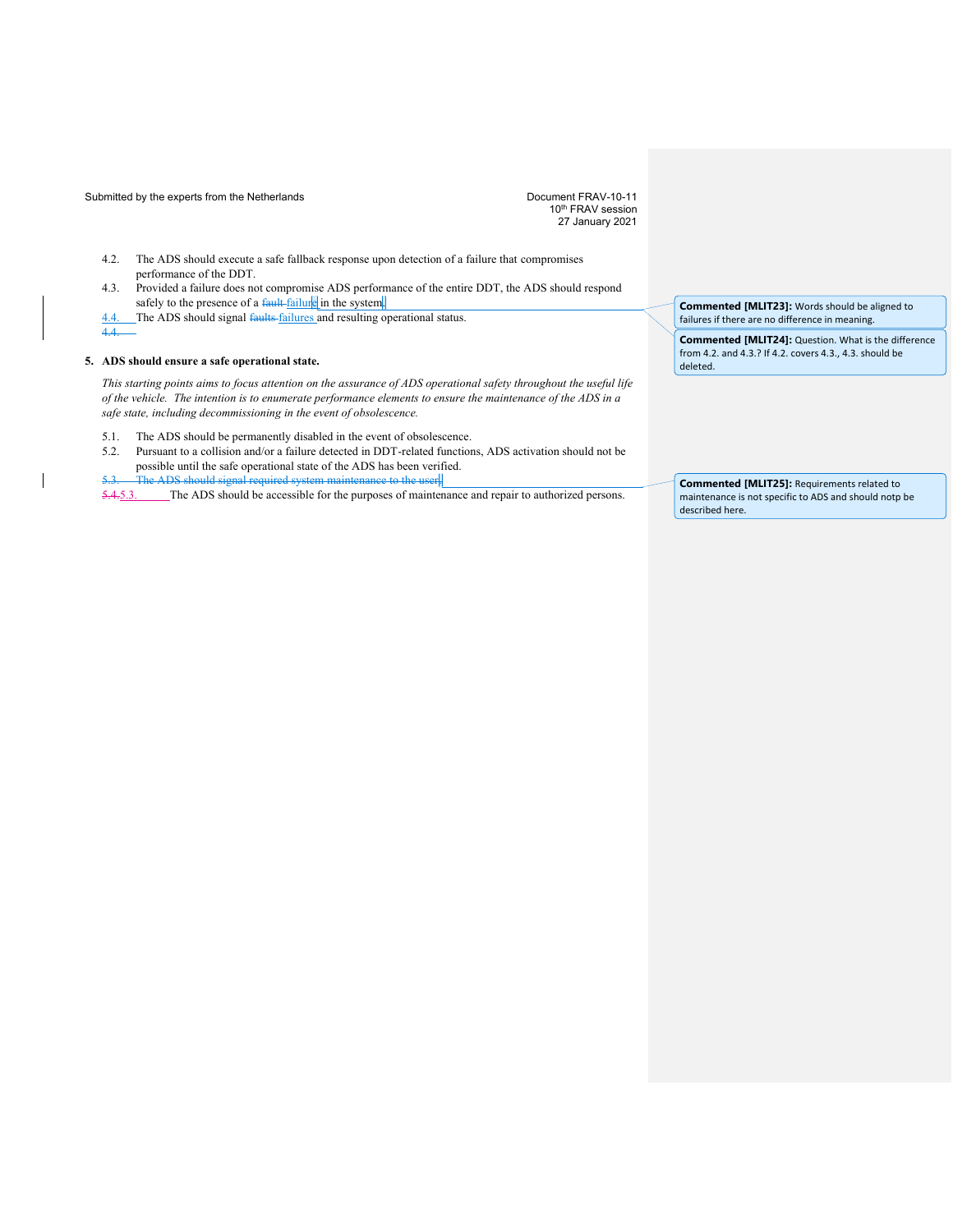4.2. The ADS should execute a safe fallback response upon detection of a failure that compromises performance of the DDT.

4.3. Provided a failure does not compromise ADS performance of the entire DDT, the ADS should respond safely to the presence of a ~~fault~~ failure in the system.

4.4. The ADS should signal ~~faults~~ failures and resulting operational status.

~~4.4.~~

> **Commented [MLIT23]:** Words should be aligned to failures if there are no difference in meaning.

> **Commented [MLIT24]:** Question. What is the difference from 4.2. and 4.3.? If 4.2. covers 4.3., 4.3. should be deleted.

**5. ADS should ensure a safe operational state.**

*This starting points aims to focus attention on the assurance of ADS operational safety throughout the useful life of the vehicle. The intention is to enumerate performance elements to ensure the maintenance of the ADS in a safe state, including decommissioning in the event of obsolescence.*

5.1. The ADS should be permanently disabled in the event of obsolescence.

5.2. Pursuant to a collision and/or a failure detected in DDT-related functions, ADS activation should not be possible until the safe operational state of the ADS has been verified.

~~5.3. The ADS should signal required system maintenance to the user.~~

~~5.4.~~ 5.3. The ADS should be accessible for the purposes of maintenance and repair to authorized persons.

> **Commented [MLIT25]:** Requirements related to maintenance is not specific to ADS and should notp be described here.